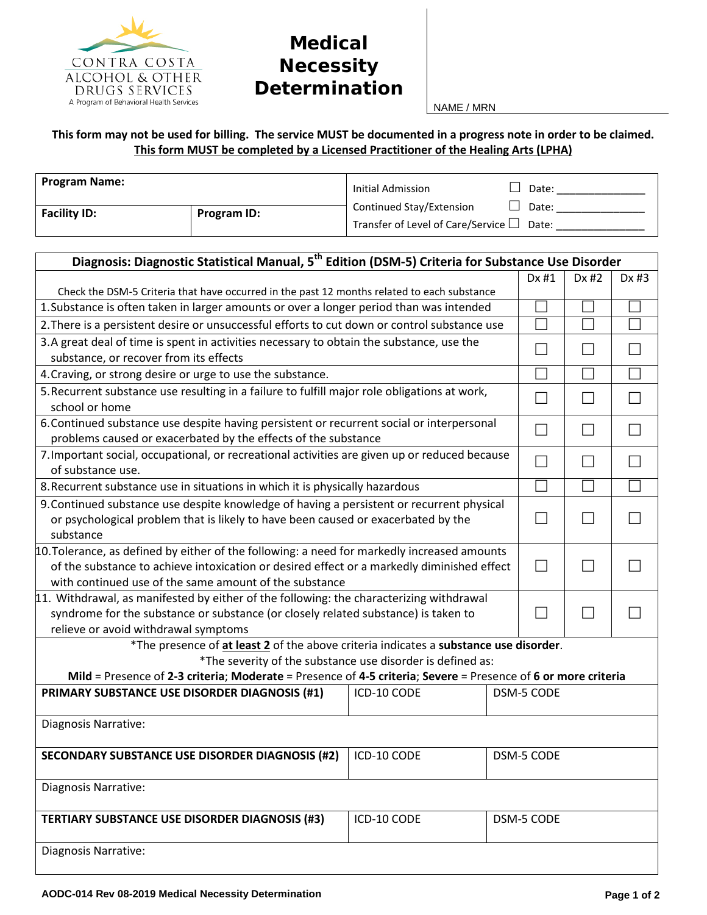CONTRA COSTA
ALCOHOL & OTHER
DRUGS SERVICES
A Program of Behavioral Health Services

# Medical Necessity Determination

NAME / MRN

**This form may not be used for billing. The service MUST be documented in a progress note in order to be claimed.**
**This form MUST be completed by a Licensed Practitioner of the Healing Arts (LPHA)**

| **Program Name:** | | Initial Admission ☐ Date: _______________ |
|---|---|---|
| **Facility ID:** | **Program ID:** | Continued Stay/Extension ☐ Date: _______________ <br> Transfer of Level of Care/Service ☐ Date: _______________ |

| **Diagnosis: Diagnostic Statistical Manual, 5th Edition (DSM-5) Criteria for Substance Use Disorder** | | | |
|---|---|---|---|
| Check the DSM-5 Criteria that have occurred in the past 12 months related to each substance | Dx #1 | Dx #2 | Dx #3 |
| 1. Substance is often taken in larger amounts or over a longer period than was intended | ☐ | ☐ | ☐ |
| 2. There is a persistent desire or unsuccessful efforts to cut down or control substance use | ☐ | ☐ | ☐ |
| 3. A great deal of time is spent in activities necessary to obtain the substance, use the substance, or recover from its effects | ☐ | ☐ | ☐ |
| 4. Craving, or strong desire or urge to use the substance. | ☐ | ☐ | ☐ |
| 5. Recurrent substance use resulting in a failure to fulfill major role obligations at work, school or home | ☐ | ☐ | ☐ |
| 6. Continued substance use despite having persistent or recurrent social or interpersonal problems caused or exacerbated by the effects of the substance | ☐ | ☐ | ☐ |
| 7. Important social, occupational, or recreational activities are given up or reduced because of substance use. | ☐ | ☐ | ☐ |
| 8. Recurrent substance use in situations in which it is physically hazardous | ☐ | ☐ | ☐ |
| 9. Continued substance use despite knowledge of having a persistent or recurrent physical or psychological problem that is likely to have been caused or exacerbated by the substance | ☐ | ☐ | ☐ |
| 10. Tolerance, as defined by either of the following: a need for markedly increased amounts of the substance to achieve intoxication or desired effect or a markedly diminished effect with continued use of the same amount of the substance | ☐ | ☐ | ☐ |
| 11. Withdrawal, as manifested by either of the following: the characterizing withdrawal syndrome for the substance or substance (or closely related substance) is taken to relieve or avoid withdrawal symptoms | ☐ | ☐ | ☐ |

*The presence of **at least 2** of the above criteria indicates a **substance use disorder**.
*The severity of the substance use disorder is defined as:
**Mild** = Presence of **2-3 criteria**; **Moderate** = Presence of **4-5 criteria**; **Severe** = Presence of **6 or more criteria**

| **PRIMARY SUBSTANCE USE DISORDER DIAGNOSIS (#1)** | ICD-10 CODE | DSM-5 CODE |
|---|---|---|
| Diagnosis Narrative: | | |
| **SECONDARY SUBSTANCE USE DISORDER DIAGNOSIS (#2)** | ICD-10 CODE | DSM-5 CODE |
| Diagnosis Narrative: | | |
| **TERTIARY SUBSTANCE USE DISORDER DIAGNOSIS (#3)** | ICD-10 CODE | DSM-5 CODE |
| Diagnosis Narrative: | | |

**AODC-014 Rev 08-2019 Medical Necessity Determination**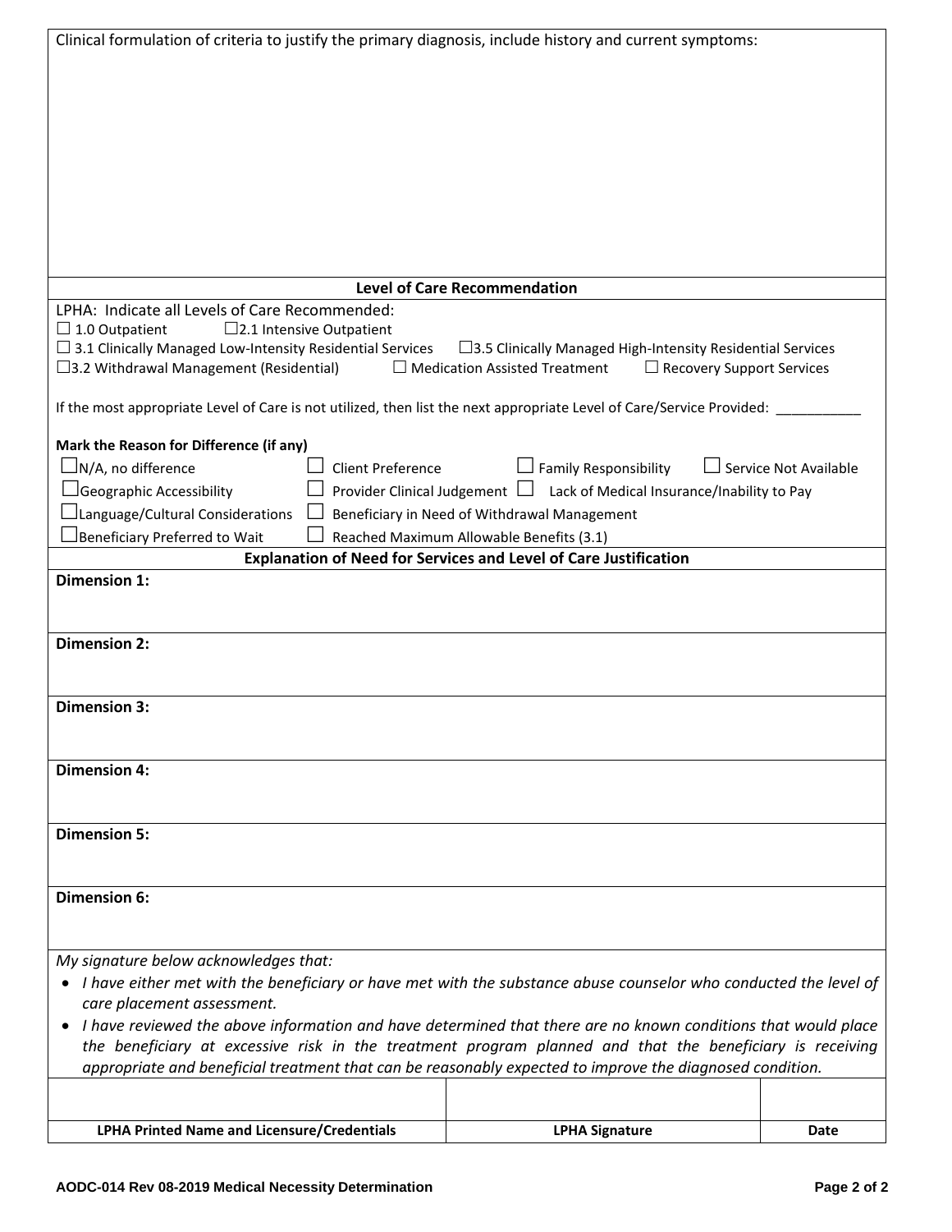Clinical formulation of criteria to justify the primary diagnosis, include history and current symptoms:

## Level of Care Recommendation

LPHA: Indicate all Levels of Care Recommended:

☐ 1.0 Outpatient ☐ 2.1 Intensive Outpatient

☐ 3.1 Clinically Managed Low-Intensity Residential Services ☐ 3.5 Clinically Managed High-Intensity Residential Services

☐ 3.2 Withdrawal Management (Residential) ☐ Medication Assisted Treatment ☐ Recovery Support Services

If the most appropriate Level of Care is not utilized, then list the next appropriate Level of Care/Service Provided: ___________

**Mark the Reason for Difference (if any)**

☐ N/A, no difference ☐ Client Preference ☐ Family Responsibility ☐ Service Not Available

☐ Geographic Accessibility ☐ Provider Clinical Judgement ☐ Lack of Medical Insurance/Inability to Pay

☐ Language/Cultural Considerations ☐ Beneficiary in Need of Withdrawal Management

☐ Beneficiary Preferred to Wait ☐ Reached Maximum Allowable Benefits (3.1)

## Explanation of Need for Services and Level of Care Justification

**Dimension 1:**

**Dimension 2:**

**Dimension 3:**

**Dimension 4:**

**Dimension 5:**

**Dimension 6:**

*My signature below acknowledges that:*

- *I have either met with the beneficiary or have met with the substance abuse counselor who conducted the level of care placement assessment.*
- *I have reviewed the above information and have determined that there are no known conditions that would place the beneficiary at excessive risk in the treatment program planned and that the beneficiary is receiving appropriate and beneficial treatment that can be reasonably expected to improve the diagnosed condition.*

| | | |
|---|---|---|
| | | |
| **LPHA Printed Name and Licensure/Credentials** | **LPHA Signature** | **Date** |

AODC-014 Rev 08-2019 Medical Necessity Determination